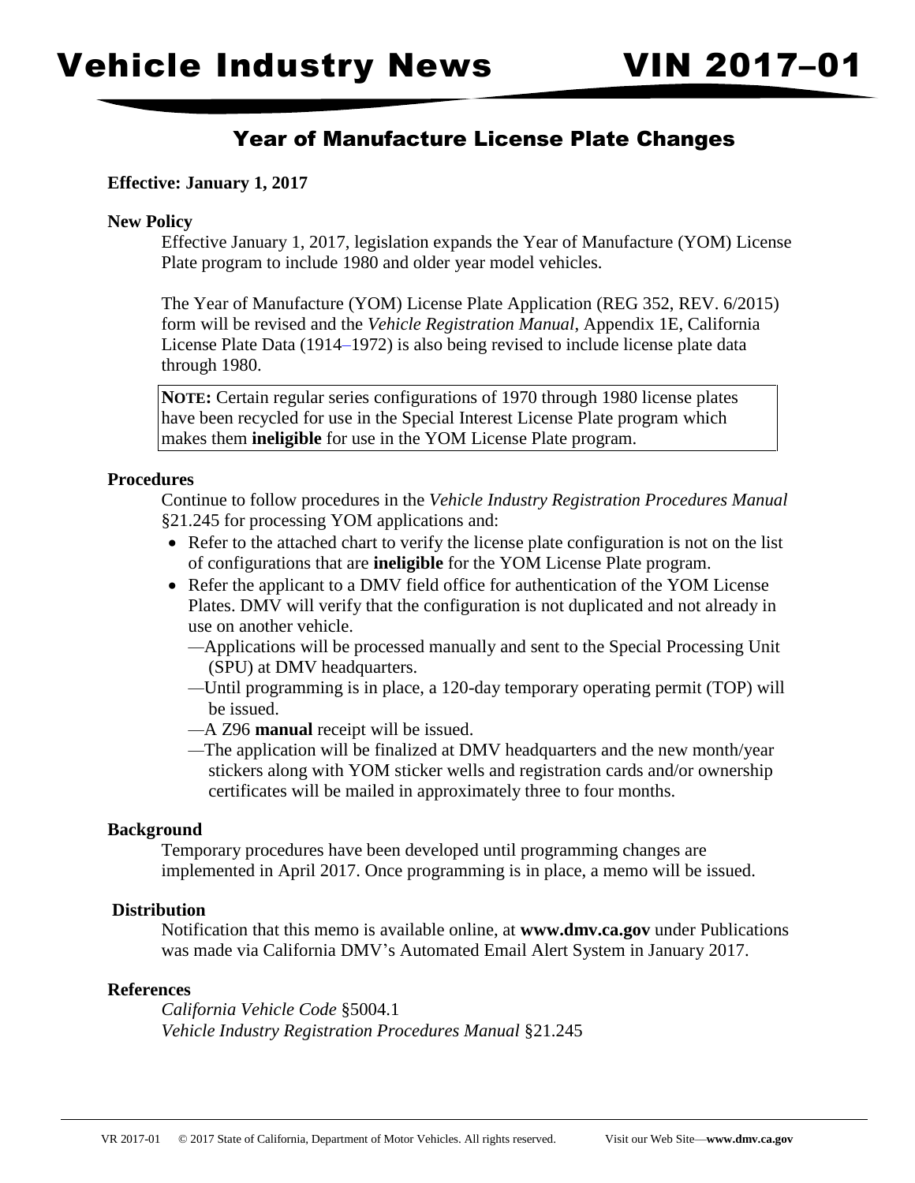# Vehicle Industry News VIN 2017–01

## Year of Manufacture License Plate Changes

**Effective: January 1, 2017**

**New Policy**

Effective January 1, 2017, legislation expands the Year of Manufacture (YOM) License Plate program to include 1980 and older year model vehicles.

The Year of Manufacture (YOM) License Plate Application (REG 352, REV. 6/2015) form will be revised and the *Vehicle Registration Manual*, Appendix 1E, California License Plate Data (1914–1972) is also being revised to include license plate data through 1980.

> **NOTE:** Certain regular series configurations of 1970 through 1980 license plates have been recycled for use in the Special Interest License Plate program which makes them **ineligible** for use in the YOM License Plate program.

**Procedures**

Continue to follow procedures in the *Vehicle Industry Registration Procedures Manual* §21.245 for processing YOM applications and:

- Refer to the attached chart to verify the license plate configuration is not on the list of configurations that are **ineligible** for the YOM License Plate program.
- Refer the applicant to a DMV field office for authentication of the YOM License Plates. DMV will verify that the configuration is not duplicated and not already in use on another vehicle.
  - —Applications will be processed manually and sent to the Special Processing Unit (SPU) at DMV headquarters.
  - —Until programming is in place, a 120-day temporary operating permit (TOP) will be issued.
  - —A Z96 **manual** receipt will be issued.
  - —The application will be finalized at DMV headquarters and the new month/year stickers along with YOM sticker wells and registration cards and/or ownership certificates will be mailed in approximately three to four months.

**Background**

Temporary procedures have been developed until programming changes are implemented in April 2017. Once programming is in place, a memo will be issued.

**Distribution**

Notification that this memo is available online, at **www.dmv.ca.gov** under Publications was made via California DMV's Automated Email Alert System in January 2017.

**References**

*California Vehicle Code* §5004.1
*Vehicle Industry Registration Procedures Manual* §21.245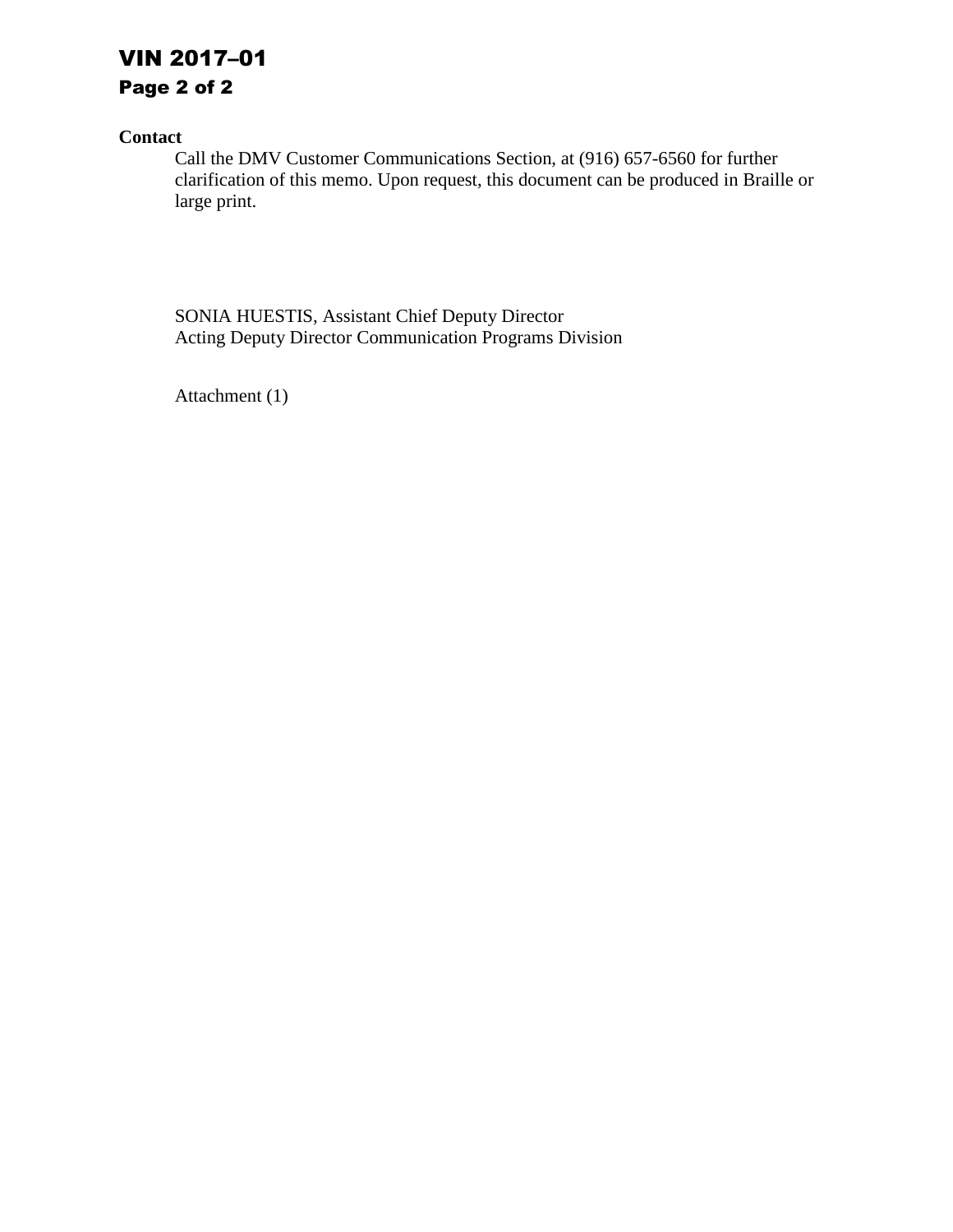**Contact**

Call the DMV Customer Communications Section, at (916) 657-6560 for further clarification of this memo. Upon request, this document can be produced in Braille or large print.

SONIA HUESTIS, Assistant Chief Deputy Director
Acting Deputy Director Communication Programs Division

Attachment (1)